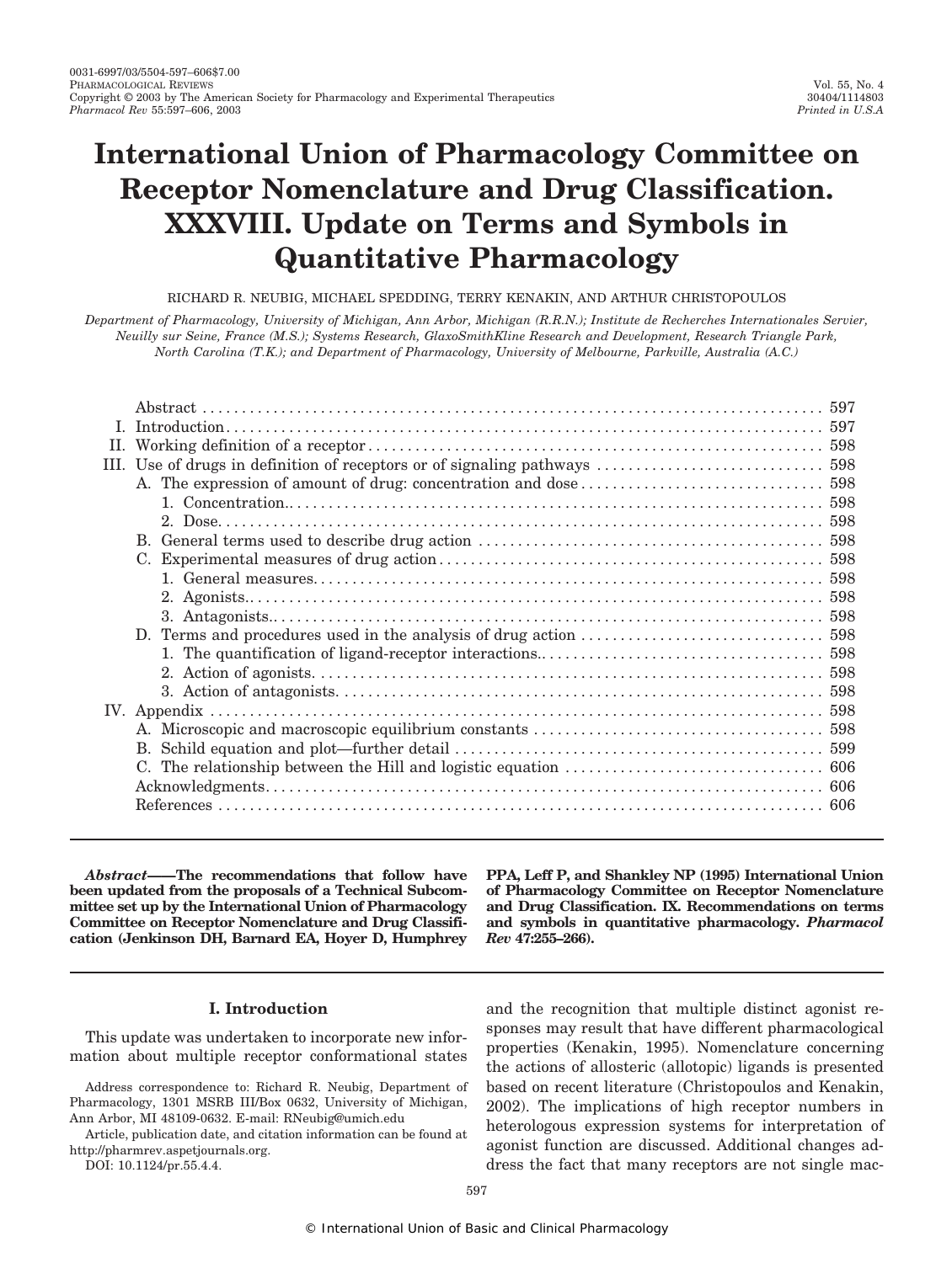# International Union of Pharmacology Committee on Receptor Nomenclature and Drug Classification. XXXVIII. Update on Terms and Symbols in Quantitative Pharmacology

RICHARD R. NEUBIG, MICHAEL SPEDDING, TERRY KENAKIN, AND ARTHUR CHRISTOPOULOS

*Department of Pharmacology, University of Michigan, Ann Arbor, Michigan (R.R.N.); Institute de Recherches Internationales Servier, Neuilly sur Seine, France (M.S.); Systems Research, GlaxoSmithKline Research and Development, Research Triangle Park, North Carolina (T.K.); and Department of Pharmacology, University of Melbourne, Parkville, Australia (A.C.)*

| | Page |
|---|---|
| Abstract | 597 |
| I. Introduction | 597 |
| II. Working definition of a receptor | 598 |
| III. Use of drugs in definition of receptors or of signaling pathways | 598 |
| A. The expression of amount of drug: concentration and dose | 598 |
| 1. Concentration | 598 |
| 2. Dose | 598 |
| B. General terms used to describe drug action | 598 |
| C. Experimental measures of drug action | 598 |
| 1. General measures | 598 |
| 2. Agonists | 598 |
| 3. Antagonists | 598 |
| D. Terms and procedures used in the analysis of drug action | 598 |
| 1. The quantification of ligand-receptor interactions | 598 |
| 2. Action of agonists | 598 |
| 3. Action of antagonists | 598 |
| IV. Appendix | 598 |
| A. Microscopic and macroscopic equilibrium constants | 598 |
| B. Schild equation and plot—further detail | 599 |
| C. The relationship between the Hill and logistic equation | 606 |
| Acknowledgments | 606 |
| References | 606 |

***Abstract*——The recommendations that follow have been updated from the proposals of a Technical Subcommittee set up by the International Union of Pharmacology Committee on Receptor Nomenclature and Drug Classification (Jenkinson DH, Barnard EA, Hoyer D, Humphrey PPA, Leff P, and Shankley NP (1995) International Union of Pharmacology Committee on Receptor Nomenclature and Drug Classification. IX. Recommendations on terms and symbols in quantitative pharmacology. *Pharmacol Rev* 47:255–266).**

## I. Introduction

This update was undertaken to incorporate new information about multiple receptor conformational states and the recognition that multiple distinct agonist responses may result that have different pharmacological properties (Kenakin, 1995). Nomenclature concerning the actions of allosteric (allotopic) ligands is presented based on recent literature (Christopoulos and Kenakin, 2002). The implications of high receptor numbers in heterologous expression systems for interpretation of agonist function are discussed. Additional changes address the fact that many receptors are not single mac-

Address correspondence to: Richard R. Neubig, Department of Pharmacology, 1301 MSRB III/Box 0632, University of Michigan, Ann Arbor, MI 48109-0632. E-mail: RNeubig@umich.edu

Article, publication date, and citation information can be found at http://pharmrev.aspetjournals.org.

DOI: 10.1124/pr.55.4.4.

© International Union of Basic and Clinical Pharmacology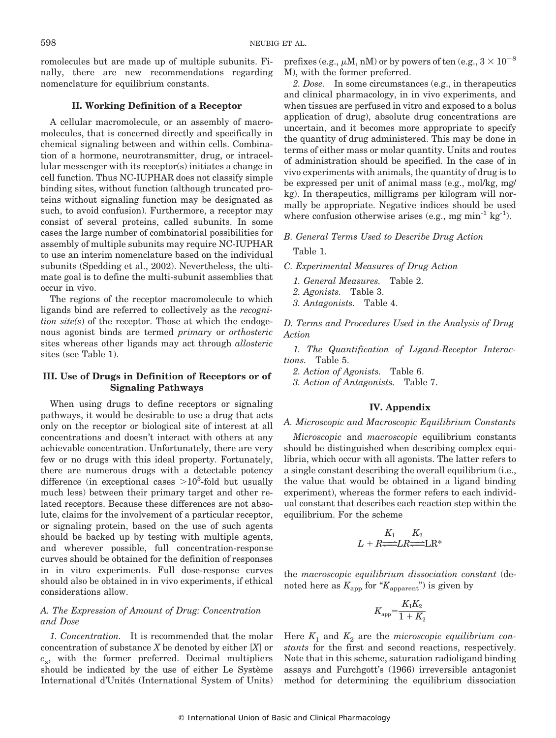romolecules but are made up of multiple subunits. Finally, there are new recommendations regarding nomenclature for equilibrium constants.

## II. Working Definition of a Receptor

A cellular macromolecule, or an assembly of macromolecules, that is concerned directly and specifically in chemical signaling between and within cells. Combination of a hormone, neurotransmitter, drug, or intracellular messenger with its receptor(s) initiates a change in cell function. Thus NC-IUPHAR does not classify simple binding sites, without function (although truncated proteins without signaling function may be designated as such, to avoid confusion). Furthermore, a receptor may consist of several proteins, called subunits. In some cases the large number of combinatorial possibilities for assembly of multiple subunits may require NC-IUPHAR to use an interim nomenclature based on the individual subunits (Spedding et al., 2002). Nevertheless, the ultimate goal is to define the multi-subunit assemblies that occur in vivo.

The regions of the receptor macromolecule to which ligands bind are referred to collectively as the *recognition site(s)* of the receptor. Those at which the endogenous agonist binds are termed *primary* or *orthosteric* sites whereas other ligands may act through *allosteric* sites (see Table 1).

## III. Use of Drugs in Definition of Receptors or of Signaling Pathways

When using drugs to define receptors or signaling pathways, it would be desirable to use a drug that acts only on the receptor or biological site of interest at all concentrations and doesn't interact with others at any achievable concentration. Unfortunately, there are very few or no drugs with this ideal property. Fortunately, there are numerous drugs with a detectable potency difference (in exceptional cases $>10^3$-fold but usually much less) between their primary target and other related receptors. Because these differences are not absolute, claims for the involvement of a particular receptor, or signaling protein, based on the use of such agents should be backed up by testing with multiple agents, and wherever possible, full concentration-response curves should be obtained for the definition of responses in in vitro experiments. Full dose-response curves should also be obtained in in vivo experiments, if ethical considerations allow.

### A. The Expression of Amount of Drug: Concentration and Dose

*1. Concentration.* It is recommended that the molar concentration of substance $X$ be denoted by either $[X]$ or $c_x$, with the former preferred. Decimal multipliers should be indicated by the use of either Le Système International d'Unités (International System of Units) prefixes (e.g., μM, nM) or by powers of ten (e.g., $3 \times 10^{-8}$ M), with the former preferred.

*2. Dose.* In some circumstances (e.g., in therapeutics and clinical pharmacology, in in vivo experiments, and when tissues are perfused in vitro and exposed to a bolus application of drug), absolute drug concentrations are uncertain, and it becomes more appropriate to specify the quantity of drug administered. This may be done in terms of either mass or molar quantity. Units and routes of administration should be specified. In the case of in vivo experiments with animals, the quantity of drug is to be expressed per unit of animal mass (e.g., mol/kg, mg/kg). In therapeutics, milligrams per kilogram will normally be appropriate. Negative indices should be used where confusion otherwise arises (e.g., mg $min^{-1}$ $kg^{-1}$).

### B. General Terms Used to Describe Drug Action

Table 1.

### C. Experimental Measures of Drug Action

*1. General Measures.* Table 2.

*2. Agonists.* Table 3.

*3. Antagonists.* Table 4.

### D. Terms and Procedures Used in the Analysis of Drug Action

*1. The Quantification of Ligand-Receptor Interactions.* Table 5.

*2. Action of Agonists.* Table 6.

*3. Action of Antagonists.* Table 7.

## IV. Appendix

### A. Microscopic and Macroscopic Equilibrium Constants

*Microscopic* and *macroscopic* equilibrium constants should be distinguished when describing complex equilibria, which occur with all agonists. The latter refers to a single constant describing the overall equilibrium (i.e., the value that would be obtained in a ligand binding experiment), whereas the former refers to each individual constant that describes each reaction step within the equilibrium. For the scheme

$$L + R \overset{K_1}{\rightleftharpoons} LR \overset{K_2}{\rightleftharpoons} LR^*$$

the *macroscopic equilibrium dissociation constant* (denoted here as $K_{app}$ for "$K_{apparent}$") is given by

$$K_{app} = \frac{K_1 K_2}{1 + K_2}$$

Here $K_1$ and $K_2$ are the *microscopic equilibrium constants* for the first and second reactions, respectively. Note that in this scheme, saturation radioligand binding assays and Furchgott's (1966) irreversible antagonist method for determining the equilibrium dissociation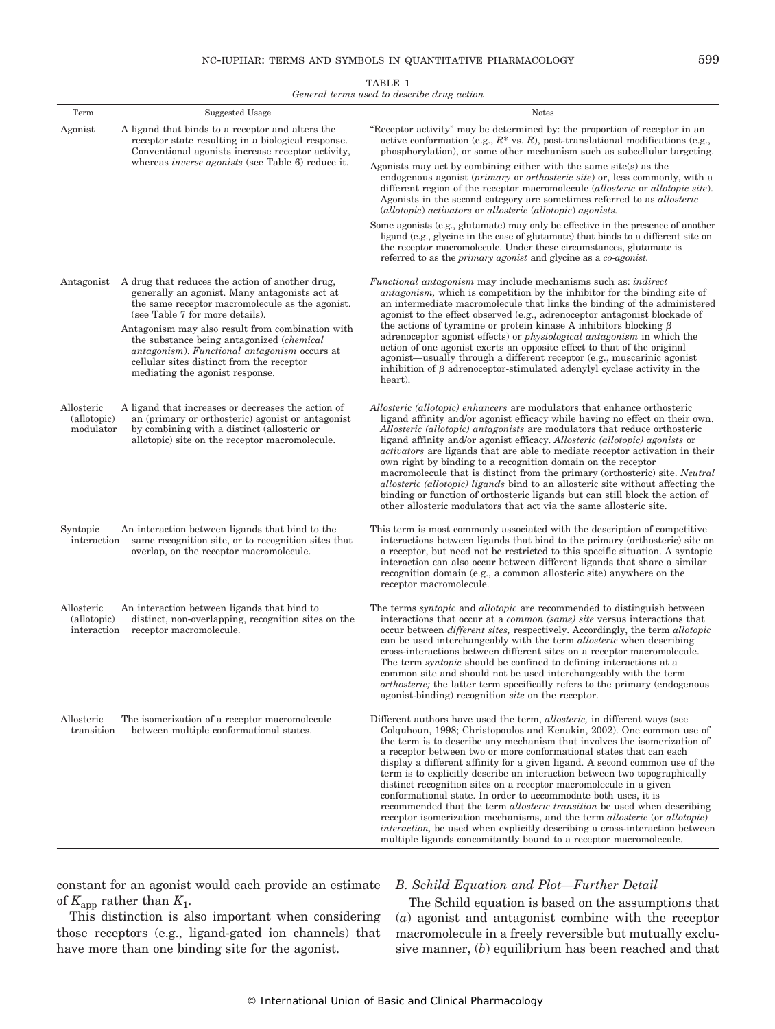TABLE 1
*General terms used to describe drug action*

| Term | Suggested Usage | Notes |
|---|---|---|
| Agonist | A ligand that binds to a receptor and alters the receptor state resulting in a biological response. Conventional agonists increase receptor activity, whereas *inverse agonists* (see Table 6) reduce it. | "Receptor activity" may be determined by: the proportion of receptor in an active conformation (e.g., $R^*$ vs. $R$), post-translational modifications (e.g., phosphorylation), or some other mechanism such as subcellular targeting. Agonists may act by combining either with the same site(s) as the endogenous agonist (*primary* or *orthosteric site*) or, less commonly, with a different region of the receptor macromolecule (*allosteric* or *allotopic site*). Agonists in the second category are sometimes referred to as *allosteric (allotopic) activators* or *allosteric (allotopic) agonists.* Some agonists (e.g., glutamate) may only be effective in the presence of another ligand (e.g., glycine in the case of glutamate) that binds to a different site on the receptor macromolecule. Under these circumstances, glutamate is referred to as the *primary agonist* and glycine as a *co-agonist.* |
| Antagonist | A drug that reduces the action of another drug, generally an agonist. Many antagonists act at the same receptor macromolecule as the agonist. (see Table 7 for more details). Antagonism may also result from combination with the substance being antagonized (*chemical antagonism*). *Functional antagonism* occurs at cellular sites distinct from the receptor mediating the agonist response. | *Functional antagonism* may include mechanisms such as: *indirect antagonism,* which is competition by the inhibitor for the binding site of an intermediate macromolecule that links the binding of the administered agonist to the effect observed (e.g., adrenoceptor antagonist blockade of the actions of tyramine or protein kinase A inhibitors blocking $\beta$ adrenoceptor agonist effects) or *physiological antagonism* in which the action of one agonist exerts an opposite effect to that of the original agonist—usually through a different receptor (e.g., muscarinic agonist inhibition of $\beta$ adrenoceptor-stimulated adenylyl cyclase activity in the heart). |
| Allosteric (allotopic) modulator | A ligand that increases or decreases the action of an (primary or orthosteric) agonist or antagonist by combining with a distinct (allosteric or allotopic) site on the receptor macromolecule. | *Allosteric (allotopic) enhancers* are modulators that enhance orthosteric ligand affinity and/or agonist efficacy while having no effect on their own. *Allosteric (allotopic) antagonists* are modulators that reduce orthosteric ligand affinity and/or agonist efficacy. *Allosteric (allotopic) agonists* or *activators* are ligands that are able to mediate receptor activation in their own right by binding to a recognition domain on the receptor macromolecule that is distinct from the primary (orthosteric) site. *Neutral allosteric (allotopic) ligands* bind to an allosteric site without affecting the binding or function of orthosteric ligands but can still block the action of other allosteric modulators that act via the same allosteric site. |
| Syntopic interaction | An interaction between ligands that bind to the same recognition site, or to recognition sites that overlap, on the receptor macromolecule. | This term is most commonly associated with the description of competitive interactions between ligands that bind to the primary (orthosteric) site on a receptor, but need not be restricted to this specific situation. A syntopic interaction can also occur between different ligands that share a similar recognition domain (e.g., a common allosteric site) anywhere on the receptor macromolecule. |
| Allosteric (allotopic) interaction | An interaction between ligands that bind to distinct, non-overlapping, recognition sites on the receptor macromolecule. | The terms *syntopic* and *allotopic* are recommended to distinguish between interactions that occur at a *common (same) site* versus interactions that occur between *different sites,* respectively. Accordingly, the term *allotopic* can be used interchangeably with the term *allosteric* when describing cross-interactions between different sites on a receptor macromolecule. The term *syntopic* should be confined to defining interactions at a common site and should not be used interchangeably with the term *orthosteric;* the latter term specifically refers to the primary (endogenous agonist-binding) recognition *site* on the receptor. |
| Allosteric transition | The isomerization of a receptor macromolecule between multiple conformational states. | Different authors have used the term, *allosteric,* in different ways (see Colquhoun, 1998; Christopoulos and Kenakin, 2002). One common use of the term is to describe any mechanism that involves the isomerization of a receptor between two or more conformational states that can each display a different affinity for a given ligand. A second common use of the term is to explicitly describe an interaction between two topographically distinct recognition sites on a receptor macromolecule in a given conformational state. In order to accommodate both uses, it is recommended that the term *allosteric transition* be used when describing receptor isomerization mechanisms, and the term *allosteric* (or *allotopic*) *interaction,* be used when explicitly describing a cross-interaction between multiple ligands concomitantly bound to a receptor macromolecule. |

constant for an agonist would each provide an estimate of $K_{app}$ rather than $K_1$.

This distinction is also important when considering those receptors (e.g., ligand-gated ion channels) that have more than one binding site for the agonist.

### *B. Schild Equation and Plot—Further Detail*

The Schild equation is based on the assumptions that (*a*) agonist and antagonist combine with the receptor macromolecule in a freely reversible but mutually exclusive manner, (*b*) equilibrium has been reached and that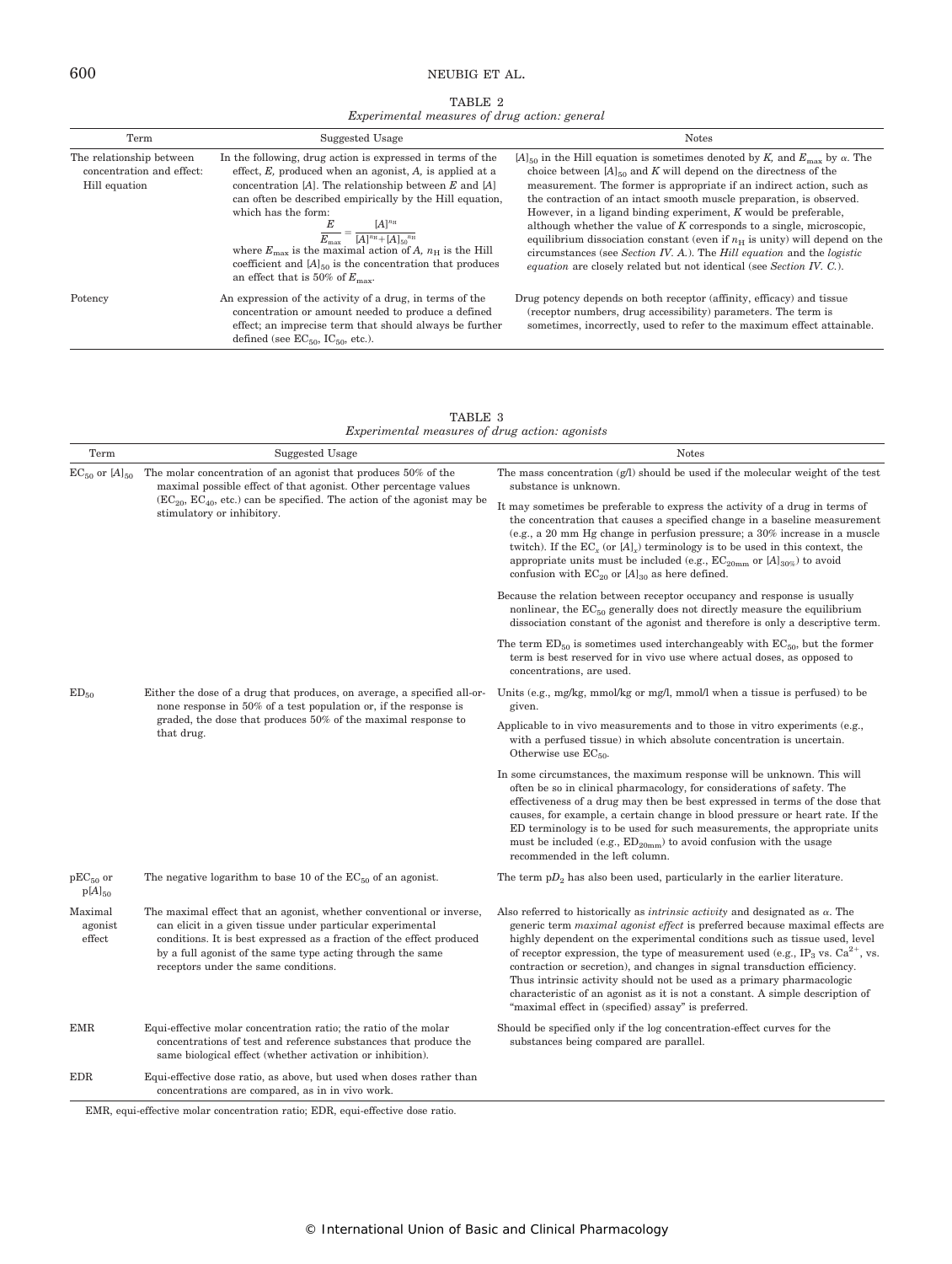TABLE 2
*Experimental measures of drug action: general*

| Term | Suggested Usage | Notes |
|---|---|---|
| The relationship between concentration and effect: Hill equation | In the following, drug action is expressed in terms of the effect, *E*, produced when an agonist, *A*, is applied at a concentration [*A*]. The relationship between *E* and [*A*] can often be described empirically by the Hill equation, which has the form: $$\frac{E}{E_{\max}} = \frac{[A]^{n_H}}{[A]^{n_H} + [A]_{50}^{\ n_H}}$$ where $E_{\max}$ is the maximal action of *A*, $n_H$ is the Hill coefficient and $[A]_{50}$ is the concentration that produces an effect that is 50% of $E_{\max}$. | $[A]_{50}$ in the Hill equation is sometimes denoted by *K*, and $E_{\max}$ by $\alpha$. The choice between $[A]_{50}$ and *K* will depend on the directness of the measurement. The former is appropriate if an indirect action, such as the contraction of an intact smooth muscle preparation, is observed. However, in a ligand binding experiment, *K* would be preferable, although whether the value of *K* corresponds to a single, microscopic, equilibrium dissociation constant (even if $n_H$ is unity) will depend on the circumstances (see *Section IV. A.*). The *Hill equation* and the *logistic equation* are closely related but not identical (see *Section IV. C.*). |
| Potency | An expression of the activity of a drug, in terms of the concentration or amount needed to produce a defined effect; an imprecise term that should always be further defined (see $EC_{50}$, $IC_{50}$, etc.). | Drug potency depends on both receptor (affinity, efficacy) and tissue (receptor numbers, drug accessibility) parameters. The term is sometimes, incorrectly, used to refer to the maximum effect attainable. |

TABLE 3
*Experimental measures of drug action: agonists*

| Term | Suggested Usage | Notes |
|---|---|---|
| $EC_{50}$ or $[A]_{50}$ | The molar concentration of an agonist that produces 50% of the maximal possible effect of that agonist. Other percentage values ($EC_{20}$, $EC_{40}$, etc.) can be specified. The action of the agonist may be stimulatory or inhibitory. | The mass concentration (g/l) should be used if the molecular weight of the test substance is unknown. |
| | | It may sometimes be preferable to express the activity of a drug in terms of the concentration that causes a specified change in a baseline measurement (e.g., a 20 mm Hg change in perfusion pressure; a 30% increase in a muscle twitch). If the $EC_x$ (or $[A]_x$) terminology is to be used in this context, the appropriate units must be included (e.g., $EC_{20mm}$ or $[A]_{30\%}$) to avoid confusion with $EC_{20}$ or $[A]_{30}$ as here defined. |
| | | Because the relation between receptor occupancy and response is usually nonlinear, the $EC_{50}$ generally does not directly measure the equilibrium dissociation constant of the agonist and therefore is only a descriptive term. |
| | | The term $ED_{50}$ is sometimes used interchangeably with $EC_{50}$, but the former term is best reserved for in vivo use where actual doses, as opposed to concentrations, are used. |
| $ED_{50}$ | Either the dose of a drug that produces, on average, a specified all-or-none response in 50% of a test population or, if the response is graded, the dose that produces 50% of the maximal response to that drug. | Units (e.g., mg/kg, mmol/kg or mg/l, mmol/l when a tissue is perfused) to be given. |
| | | Applicable to in vivo measurements and to those in vitro experiments (e.g., with a perfused tissue) in which absolute concentration is uncertain. Otherwise use $EC_{50}$. |
| | | In some circumstances, the maximum response will be unknown. This will often be so in clinical pharmacology, for considerations of safety. The effectiveness of a drug may then be best expressed in terms of the dose that causes, for example, a certain change in blood pressure or heart rate. If the ED terminology is to be used for such measurements, the appropriate units must be included (e.g., $ED_{20mm}$) to avoid confusion with the usage recommended in the left column. |
| $pEC_{50}$ or $p[A]_{50}$ | The negative logarithm to base 10 of the $EC_{50}$ of an agonist. | The term $pD_2$ has also been used, particularly in the earlier literature. |
| Maximal agonist effect | The maximal effect that an agonist, whether conventional or inverse, can elicit in a given tissue under particular experimental conditions. It is best expressed as a fraction of the effect produced by a full agonist of the same type acting through the same receptors under the same conditions. | Also referred to historically as *intrinsic activity* and designated as $\alpha$. The generic term *maximal agonist effect* is preferred because maximal effects are highly dependent on the experimental conditions such as tissue used, level of receptor expression, the type of measurement used (e.g., $IP_3$ vs. $Ca^{2+}$, vs. contraction or secretion), and changes in signal transduction efficiency. Thus intrinsic activity should not be used as a primary pharmacologic characteristic of an agonist as it is not a constant. A simple description of "maximal effect in (specified) assay" is preferred. |
| EMR | Equi-effective molar concentration ratio; the ratio of the molar concentrations of test and reference substances that produce the same biological effect (whether activation or inhibition). | Should be specified only if the log concentration-effect curves for the substances being compared are parallel. |
| EDR | Equi-effective dose ratio, as above, but used when doses rather than concentrations are compared, as in in vivo work. | |

EMR, equi-effective molar concentration ratio; EDR, equi-effective dose ratio.

© International Union of Basic and Clinical Pharmacology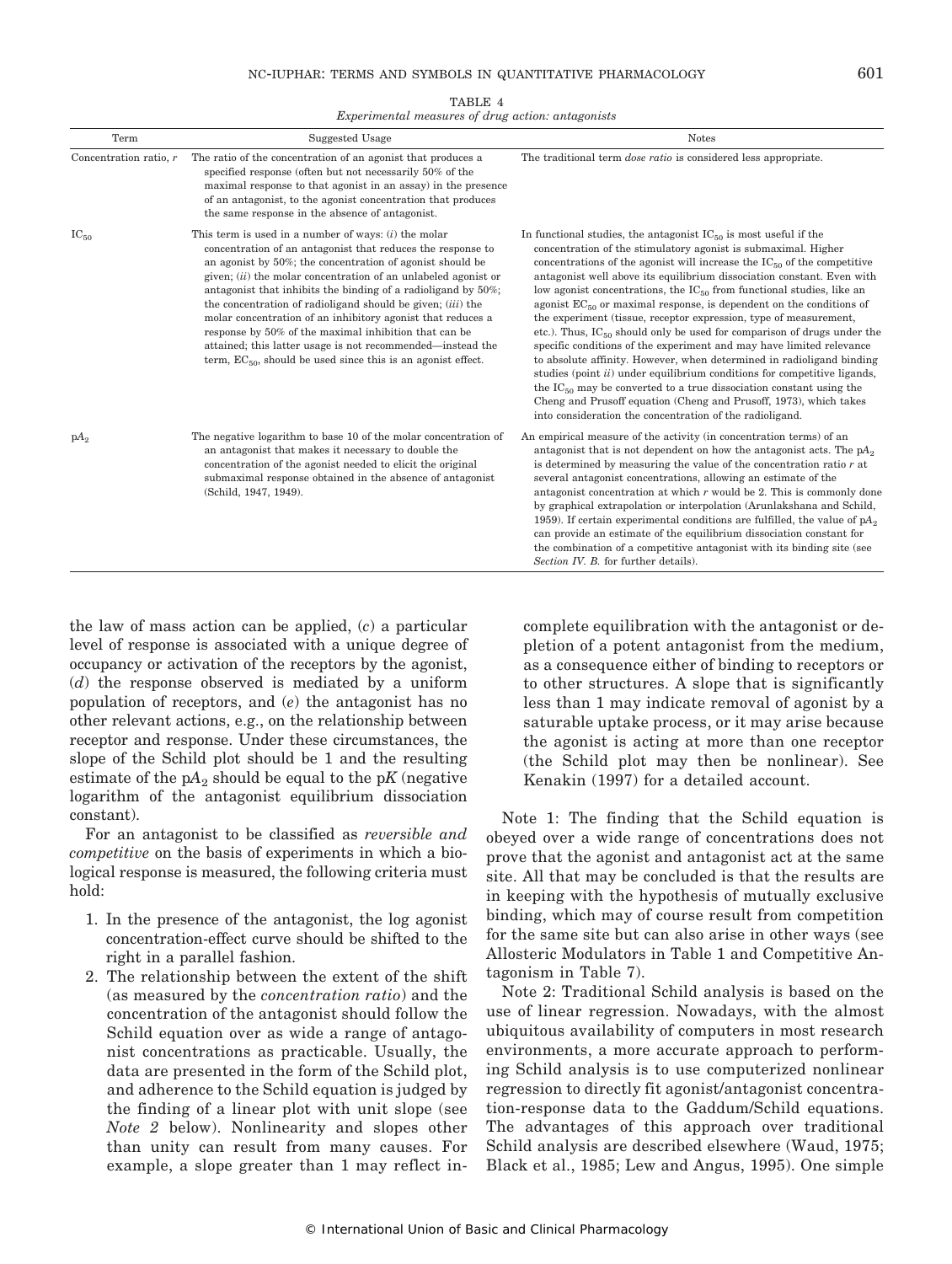TABLE 4

*Experimental measures of drug action: antagonists*

| Term | Suggested Usage | Notes |
|---|---|---|
| Concentration ratio, $r$ | The ratio of the concentration of an agonist that produces a specified response (often but not necessarily 50% of the maximal response to that agonist in an assay) in the presence of an antagonist, to the agonist concentration that produces the same response in the absence of antagonist. | The traditional term *dose ratio* is considered less appropriate. |
| $IC_{50}$ | This term is used in a number of ways: (*i*) the molar concentration of an antagonist that reduces the response to an agonist by 50%; the concentration of agonist should be given; (*ii*) the molar concentration of an unlabeled agonist or antagonist that inhibits the binding of a radioligand by 50%; the concentration of radioligand should be given; (*iii*) the molar concentration of an inhibitory agonist that reduces a response by 50% of the maximal inhibition that can be attained; this latter usage is not recommended—instead the term, $EC_{50}$, should be used since this is an agonist effect. | In functional studies, the antagonist $IC_{50}$ is most useful if the concentration of the stimulatory agonist is submaximal. Higher concentrations of the agonist will increase the $IC_{50}$ of the competitive antagonist well above its equilibrium dissociation constant. Even with low agonist concentrations, the $IC_{50}$ from functional studies, like an agonist $EC_{50}$ or maximal response, is dependent on the conditions of the experiment (tissue, receptor expression, type of measurement, etc.). Thus, $IC_{50}$ should only be used for comparison of drugs under the specific conditions of the experiment and may have limited relevance to absolute affinity. However, when determined in radioligand binding studies (point *ii*) under equilibrium conditions for competitive ligands, the $IC_{50}$ may be converted to a true dissociation constant using the Cheng and Prusoff equation (Cheng and Prusoff, 1973), which takes into consideration the concentration of the radioligand. |
| $pA_2$ | The negative logarithm to base 10 of the molar concentration of an antagonist that makes it necessary to double the concentration of the agonist needed to elicit the original submaximal response obtained in the absence of antagonist (Schild, 1947, 1949). | An empirical measure of the activity (in concentration terms) of an antagonist that is not dependent on how the antagonist acts. The $pA_2$ is determined by measuring the value of the concentration ratio $r$ at several antagonist concentrations, allowing an estimate of the antagonist concentration at which $r$ would be 2. This is commonly done by graphical extrapolation or interpolation (Arunlakshana and Schild, 1959). If certain experimental conditions are fulfilled, the value of $pA_2$ can provide an estimate of the equilibrium dissociation constant for the combination of a competitive antagonist with its binding site (see *Section IV. B.* for further details). |

the law of mass action can be applied, (*c*) a particular level of response is associated with a unique degree of occupancy or activation of the receptors by the agonist, (*d*) the response observed is mediated by a uniform population of receptors, and (*e*) the antagonist has no other relevant actions, e.g., on the relationship between receptor and response. Under these circumstances, the slope of the Schild plot should be 1 and the resulting estimate of the $pA_2$ should be equal to the $pK$ (negative logarithm of the antagonist equilibrium dissociation constant).

For an antagonist to be classified as *reversible and competitive* on the basis of experiments in which a biological response is measured, the following criteria must hold:

1. In the presence of the antagonist, the log agonist concentration-effect curve should be shifted to the right in a parallel fashion.
2. The relationship between the extent of the shift (as measured by the *concentration ratio*) and the concentration of the antagonist should follow the Schild equation over as wide a range of antagonist concentrations as practicable. Usually, the data are presented in the form of the Schild plot, and adherence to the Schild equation is judged by the finding of a linear plot with unit slope (see *Note 2* below). Nonlinearity and slopes other than unity can result from many causes. For example, a slope greater than 1 may reflect incomplete equilibration with the antagonist or depletion of a potent antagonist from the medium, as a consequence either of binding to receptors or to other structures. A slope that is significantly less than 1 may indicate removal of agonist by a saturable uptake process, or it may arise because the agonist is acting at more than one receptor (the Schild plot may then be nonlinear). See Kenakin (1997) for a detailed account.

Note 1: The finding that the Schild equation is obeyed over a wide range of concentrations does not prove that the agonist and antagonist act at the same site. All that may be concluded is that the results are in keeping with the hypothesis of mutually exclusive binding, which may of course result from competition for the same site but can also arise in other ways (see Allosteric Modulators in Table 1 and Competitive Antagonism in Table 7).

Note 2: Traditional Schild analysis is based on the use of linear regression. Nowadays, with the almost ubiquitous availability of computers in most research environments, a more accurate approach to performing Schild analysis is to use computerized nonlinear regression to directly fit agonist/antagonist concentration-response data to the Gaddum/Schild equations. The advantages of this approach over traditional Schild analysis are described elsewhere (Waud, 1975; Black et al., 1985; Lew and Angus, 1995). One simple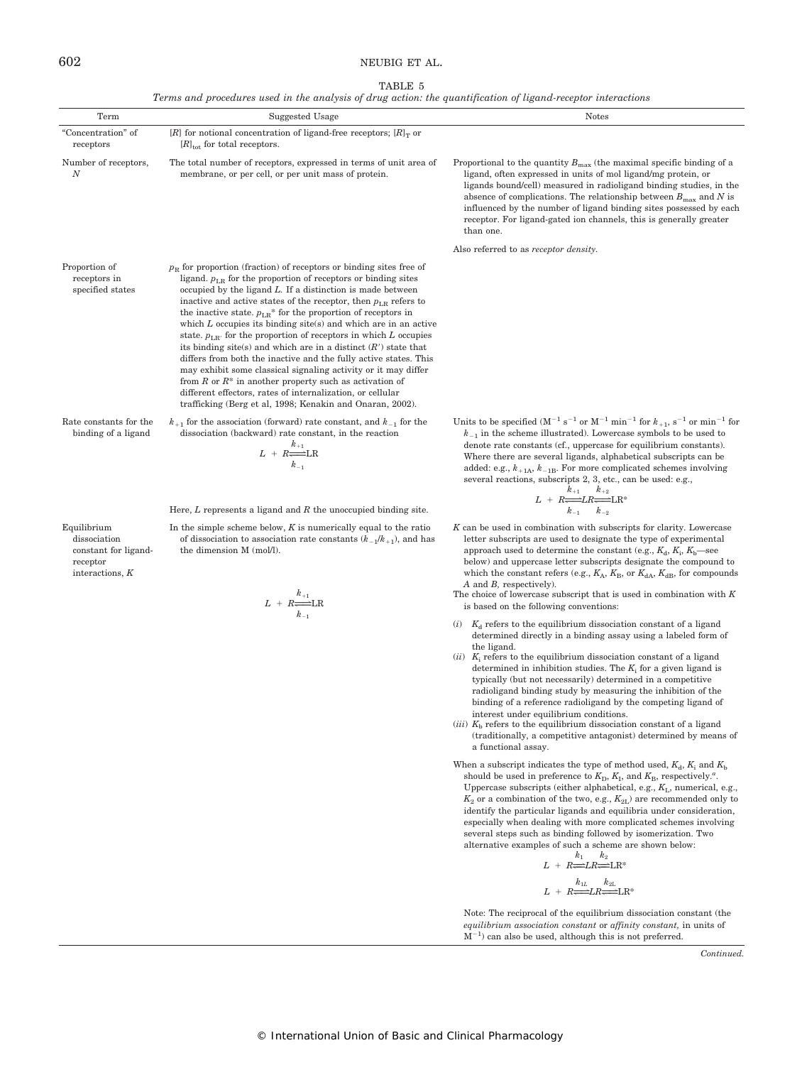TABLE 5

*Terms and procedures used in the analysis of drug action: the quantification of ligand-receptor interactions*

| Term | Suggested Usage | Notes |
|---|---|---|
| "Concentration" of receptors | $[R]$ for notional concentration of ligand-free receptors; $[R]_T$ or $[R]_{tot}$ for total receptors. | |
| Number of receptors, $N$ | The total number of receptors, expressed in terms of unit area of membrane, or per cell, or per unit mass of protein. | Proportional to the quantity $B_{max}$ (the maximal specific binding of a ligand, often expressed in units of mol ligand/mg protein, or ligands bound/cell) measured in radioligand binding studies, in the absence of complications. The relationship between $B_{max}$ and $N$ is influenced by the number of ligand binding sites possessed by each receptor. For ligand-gated ion channels, this is generally greater than one. Also referred to as *receptor density*. |
| Proportion of receptors in specified states | $p_R$ for proportion (fraction) of receptors or binding sites free of ligand. $p_{LR}$ for the proportion of receptors or binding sites occupied by the ligand $L$. If a distinction is made between inactive and active states of the receptor, then $p_{LR}$ refers to the inactive state. $p_{LR^*}$ for the proportion of receptors in which $L$ occupies its binding site(s) and which are in an active state. $p_{LR'}$ for the proportion of receptors in which $L$ occupies its binding site(s) and which are in a distinct ($R'$) state that differs from both the inactive and the fully active states. This may exhibit some classical signaling activity or it may differ from $R$ or $R^*$ in another property such as activation of different effectors, rates of internalization, or cellular trafficking (Berg et al, 1998; Kenakin and Onaran, 2002). | |
| Rate constants for the binding of a ligand | $k_{+1}$ for the association (forward) rate constant, and $k_{-1}$ for the dissociation (backward) rate constant, in the reaction $$L + R \underset{k_{-1}}{\overset{k_{+1}}{\rightleftharpoons}} LR$$ Here, $L$ represents a ligand and $R$ the unoccupied binding site. | Units to be specified ($M^{-1}\ s^{-1}$ or $M^{-1}\ min^{-1}$ for $k_{+1}$, $s^{-1}$ or $min^{-1}$ for $k_{-1}$ in the scheme illustrated). Lowercase symbols to be used to denote rate constants (cf., uppercase for equilibrium constants). Where there are several ligands, alphabetical subscripts can be added: e.g., $k_{+1A}$, $k_{-1B}$. For more complicated schemes involving several reactions, subscripts 2, 3, etc., can be used: e.g., $$L + R \underset{k_{-1}}{\overset{k_{+1}}{\rightleftharpoons}} LR \underset{k_{-2}}{\overset{k_{+2}}{\rightleftharpoons}} LR^*$$ |
| Equilibrium dissociation constant for ligand-receptor interactions, $K$ | In the simple scheme below, $K$ is numerically equal to the ratio of dissociation to association rate constants ($k_{-1}/k_{+1}$), and has the dimension M (mol/l). $$L + R \underset{k_{-1}}{\overset{k_{+1}}{\rightleftharpoons}} LR$$ | $K$ can be used in combination with subscripts for clarity. Lowercase letter subscripts are used to designate the type of experimental approach used to determine the constant (e.g., $K_d$, $K_i$, $K_b$—see below) and uppercase letter subscripts designate the compound to which the constant refers (e.g., $K_A$, $K_B$, or $K_{dA}$, $K_{dB}$, for compounds $A$ and $B$, respectively). The choice of lowercase subscript that is used in combination with $K$ is based on the following conventions: (*i*) $K_d$ refers to the equilibrium dissociation constant of a ligand determined directly in a binding assay using a labeled form of the ligand. (*ii*) $K_i$ refers to the equilibrium dissociation constant of a ligand determined in inhibition studies. The $K_i$ for a given ligand is typically (but not necessarily) determined in a competitive radioligand binding study by measuring the inhibition of the binding of a reference radioligand by the competing ligand of interest under equilibrium conditions. (*iii*) $K_b$ refers to the equilibrium dissociation constant of a ligand (traditionally, a competitive antagonist) determined by means of a functional assay. When a subscript indicates the type of method used, $K_d$, $K_i$ and $K_b$ should be used in preference to $K_D$, $K_I$, and $K_B$, respectively.[a] Uppercase subscripts (either alphabetical, e.g., $K_L$, numerical, e.g., $K_2$ or a combination of the two, e.g., $K_{2L}$) are recommended only to identify the particular ligands and equilibria under consideration, especially when dealing with more complicated schemes involving several steps such as binding followed by isomerization. Two alternative examples of such a scheme are shown below: $$L + R \overset{k_1}{\rightleftharpoons} LR \overset{k_2}{\rightleftharpoons} LR^*$$ $$L + R \overset{k_{1L}}{\rightleftharpoons} LR \overset{k_{2L}}{\rightleftharpoons} LR^*$$ Note: The reciprocal of the equilibrium dissociation constant (the *equilibrium association constant* or *affinity constant,* in units of $M^{-1}$) can also be used, although this is not preferred. |

*Continued.*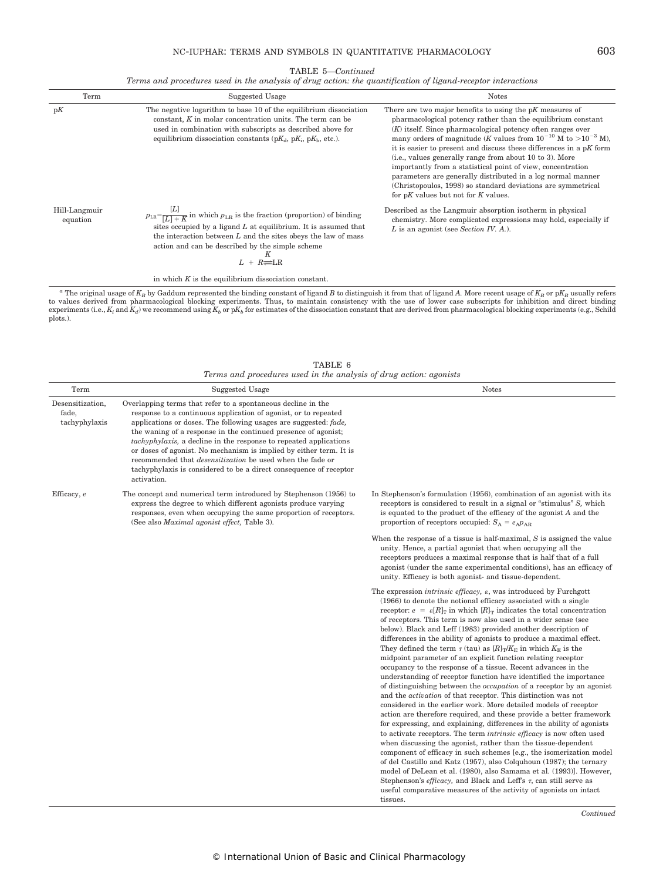TABLE 5—*Continued*

*Terms and procedures used in the analysis of drug action: the quantification of ligand-receptor interactions*

| Term | Suggested Usage | Notes |
|---|---|---|
| p$K$ | The negative logarithm to base 10 of the equilibrium dissociation constant, $K$ in molar concentration units. The term can be used in combination with subscripts as described above for equilibrium dissociation constants (p$K_d$, p$K_i$, p$K_b$, etc.). | There are two major benefits to using the p$K$ measures of pharmacological potency rather than the equilibrium constant ($K$) itself. Since pharmacological potency often ranges over many orders of magnitude ($K$ values from $10^{-10}$ M to $>10^{-3}$ M), it is easier to present and discuss these differences in a p$K$ form (i.e., values generally range from about 10 to 3). More importantly from a statistical point of view, concentration parameters are generally distributed in a log normal manner (Christopoulos, 1998) so standard deviations are symmetrical for p$K$ values but not for $K$ values. |
| Hill-Langmuir equation | $p_{LR} = \frac{[L]}{[L]+K}$ in which $p_{LR}$ is the fraction (proportion) of binding sites occupied by a ligand $L$ at equilibrium. It is assumed that the interaction between $L$ and the sites obeys the law of mass action and can be described by the simple scheme $L + R \overset{K}{\rightleftharpoons} LR$ in which $K$ is the equilibrium dissociation constant. | Described as the Langmuir absorption isotherm in physical chemistry. More complicated expressions may hold, especially if $L$ is an agonist (see *Section IV. A.*). |

[a] The original usage of $K_B$ by Gaddum represented the binding constant of ligand $B$ to distinguish it from that of ligand $A$. More recent usage of $K_B$ or p$K_B$ usually refers to values derived from pharmacological blocking experiments. Thus, to maintain consistency with the use of lower case subscripts for inhibition and direct binding experiments (i.e., $K_i$ and $K_d$) we recommend using $K_b$ or p$K_b$ for estimates of the dissociation constant that are derived from pharmacological blocking experiments (e.g., Schild plots.).

TABLE 6

*Terms and procedures used in the analysis of drug action: agonists*

| Term | Suggested Usage | Notes |
|---|---|---|
| Desensitization, fade, tachyphylaxis | Overlapping terms that refer to a spontaneous decline in the response to a continuous application of agonist, or to repeated applications or doses. The following usages are suggested: *fade,* the waning of a response in the continued presence of agonist; *tachyphylaxis,* a decline in the response to repeated applications or doses of agonist. No mechanism is implied by either term. It is recommended that *desensitization* be used when the fade or tachyphylaxis is considered to be a direct consequence of receptor activation. | |
| Efficacy, $e$ | The concept and numerical term introduced by Stephenson (1956) to express the degree to which different agonists produce varying responses, even when occupying the same proportion of receptors. (See also *Maximal agonist effect,* Table 3). | In Stephenson's formulation (1956), combination of an agonist with its receptors is considered to result in a signal or "stimulus" $S$, which is equated to the product of the efficacy of the agonist $A$ and the proportion of receptors occupied: $S_A = e_A p_{AR}$ |
| | | When the response of a tissue is half-maximal, $S$ is assigned the value unity. Hence, a partial agonist that when occupying all the receptors produces a maximal response that is half that of a full agonist (under the same experimental conditions), has an efficacy of unity. Efficacy is both agonist- and tissue-dependent. |
| | | The expression *intrinsic efficacy,* $\varepsilon$, was introduced by Furchgott (1966) to denote the notional efficacy associated with a single receptor: $e = \varepsilon[R]_T$ in which $[R]_T$ indicates the total concentration of receptors. This term is now also used in a wider sense (see below). Black and Leff (1983) provided another description of differences in the ability of agonists to produce a maximal effect. They defined the term $\tau$ (tau) as $[R]_T/K_E$ in which $K_E$ is the midpoint parameter of an explicit function relating receptor occupancy to the response of a tissue. Recent advances in the understanding of receptor function have identified the importance of distinguishing between the *occupation* of a receptor by an agonist and the *activation* of that receptor. This distinction was not considered in the earlier work. More detailed models of receptor action are therefore required, and these provide a better framework for expressing, and explaining, differences in the ability of agonists to activate receptors. The term *intrinsic efficacy* is now often used when discussing the agonist, rather than the tissue-dependent component of efficacy in such schemes [e.g., the isomerization model of del Castillo and Katz (1957), also Colquhoun (1987); the ternary model of DeLean et al. (1980), also Samama et al. (1993)]. However, Stephenson's *efficacy,* and Black and Leff's $\tau$, can still serve as useful comparative measures of the activity of agonists on intact tissues. |

*Continued*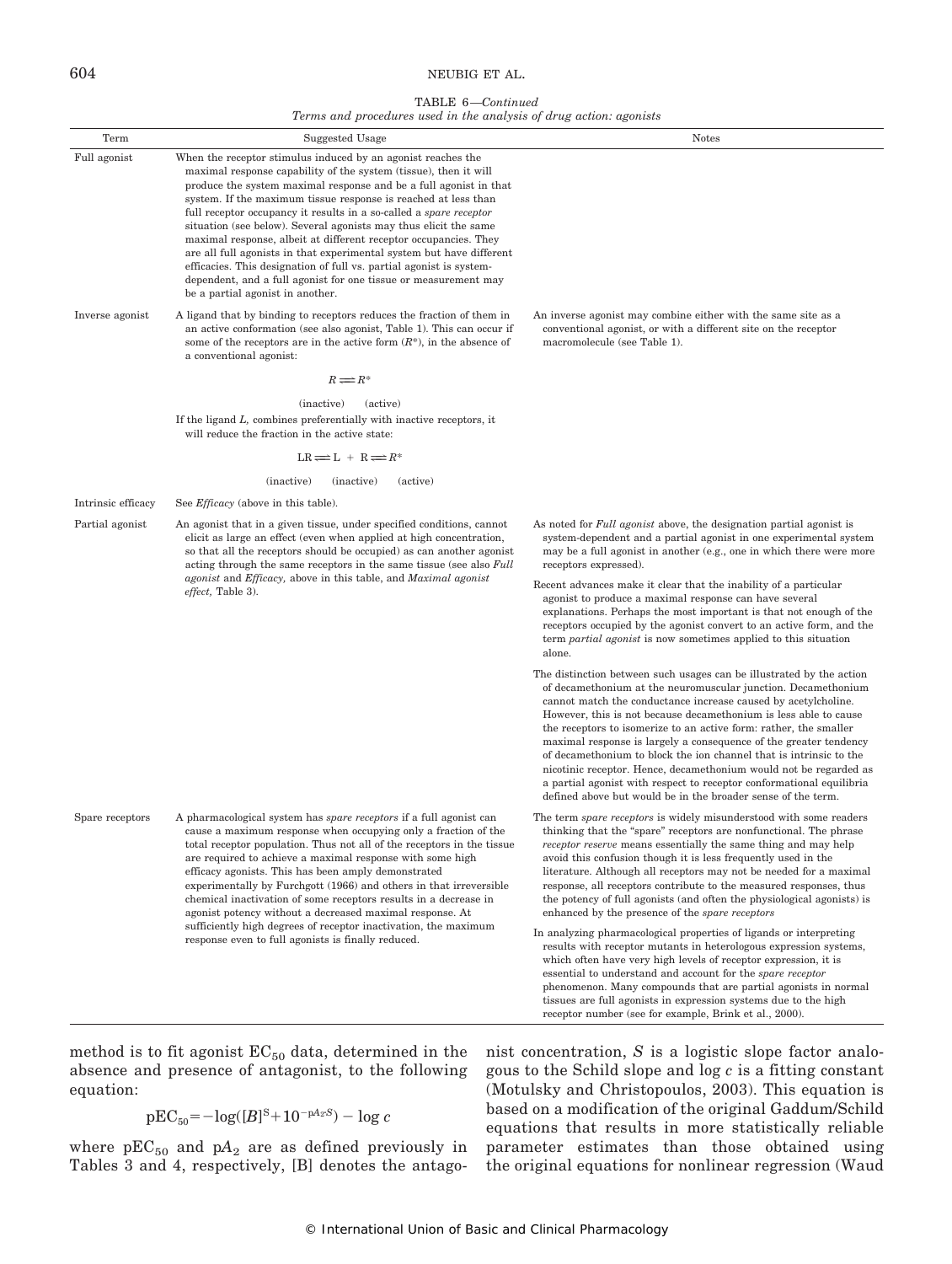TABLE 6—*Continued*

*Terms and procedures used in the analysis of drug action: agonists*

| Term | Suggested Usage | Notes |
|---|---|---|
| Full agonist | When the receptor stimulus induced by an agonist reaches the maximal response capability of the system (tissue), then it will produce the system maximal response and be a full agonist in that system. If the maximum tissue response is reached at less than full receptor occupancy it results in a so-called a *spare receptor* situation (see below). Several agonists may thus elicit the same maximal response, albeit at different receptor occupancies. They are all full agonists in that experimental system but have different efficacies. This designation of full vs. partial agonist is system-dependent, and a full agonist for one tissue or measurement may be a partial agonist in another. | |
| Inverse agonist | A ligand that by binding to receptors reduces the fraction of them in an active conformation (see also agonist, Table 1). This can occur if some of the receptors are in the active form ($R^*$), in the absence of a conventional agonist: $$R \rightleftharpoons R^*$$ (inactive) (active) If the ligand *L*, combines preferentially with inactive receptors, it will reduce the fraction in the active state: $$LR \rightleftharpoons L + R \rightleftharpoons R^*$$ (inactive) (inactive) (active) | An inverse agonist may combine either with the same site as a conventional agonist, or with a different site on the receptor macromolecule (see Table 1). |
| Intrinsic efficacy | See *Efficacy* (above in this table). | |
| Partial agonist | An agonist that in a given tissue, under specified conditions, cannot elicit as large an effect (even when applied at high concentration, so that all the receptors should be occupied) as can another agonist acting through the same receptors in the same tissue (see also *Full agonist* and *Efficacy,* above in this table, and *Maximal agonist effect,* Table 3). | As noted for *Full agonist* above, the designation partial agonist is system-dependent and a partial agonist in one experimental system may be a full agonist in another (e.g., one in which there were more receptors expressed). Recent advances make it clear that the inability of a particular agonist to produce a maximal response can have several explanations. Perhaps the most important is that not enough of the receptors occupied by the agonist convert to an active form, and the term *partial agonist* is now sometimes applied to this situation alone. The distinction between such usages can be illustrated by the action of decamethonium at the neuromuscular junction. Decamethonium cannot match the conductance increase caused by acetylcholine. However, this is not because decamethonium is less able to cause the receptors to isomerize to an active form: rather, the smaller maximal response is largely a consequence of the greater tendency of decamethonium to block the ion channel that is intrinsic to the nicotinic receptor. Hence, decamethonium would not be regarded as a partial agonist with respect to receptor conformational equilibria defined above but would be in the broader sense of the term. |
| Spare receptors | A pharmacological system has *spare receptors* if a full agonist can cause a maximum response when occupying only a fraction of the total receptor population. Thus not all of the receptors in the tissue are required to achieve a maximal response with some high efficacy agonists. This has been amply demonstrated experimentally by Furchgott (1966) and others in that irreversible chemical inactivation of some receptors results in a decrease in agonist potency without a decreased maximal response. At sufficiently high degrees of receptor inactivation, the maximum response even to full agonists is finally reduced. | The term *spare receptors* is widely misunderstood with some readers thinking that the "spare" receptors are nonfunctional. The phrase *receptor reserve* means essentially the same thing and may help avoid this confusion though it is less frequently used in the literature. Although all receptors may not be needed for a maximal response, all receptors contribute to the measured responses, thus the potency of full agonists (and often the physiological agonists) is enhanced by the presence of the *spare receptors* In analyzing pharmacological properties of ligands or interpreting results with receptor mutants in heterologous expression systems, which often have very high levels of receptor expression, it is essential to understand and account for the *spare receptor* phenomenon. Many compounds that are partial agonists in normal tissues are full agonists in expression systems due to the high receptor number (see for example, Brink et al., 2000). |

method is to fit agonist $EC_{50}$ data, determined in the absence and presence of antagonist, to the following equation:

$$pEC_{50} = -\log([B]^S + 10^{-pA_2 \cdot S}) - \log c$$

where $pEC_{50}$ and $pA_2$ are as defined previously in Tables 3 and 4, respectively, [B] denotes the antagonist concentration, $S$ is a logistic slope factor analogous to the Schild slope and $\log c$ is a fitting constant (Motulsky and Christopoulos, 2003). This equation is based on a modification of the original Gaddum/Schild equations that results in more statistically reliable parameter estimates than those obtained using the original equations for nonlinear regression (Waud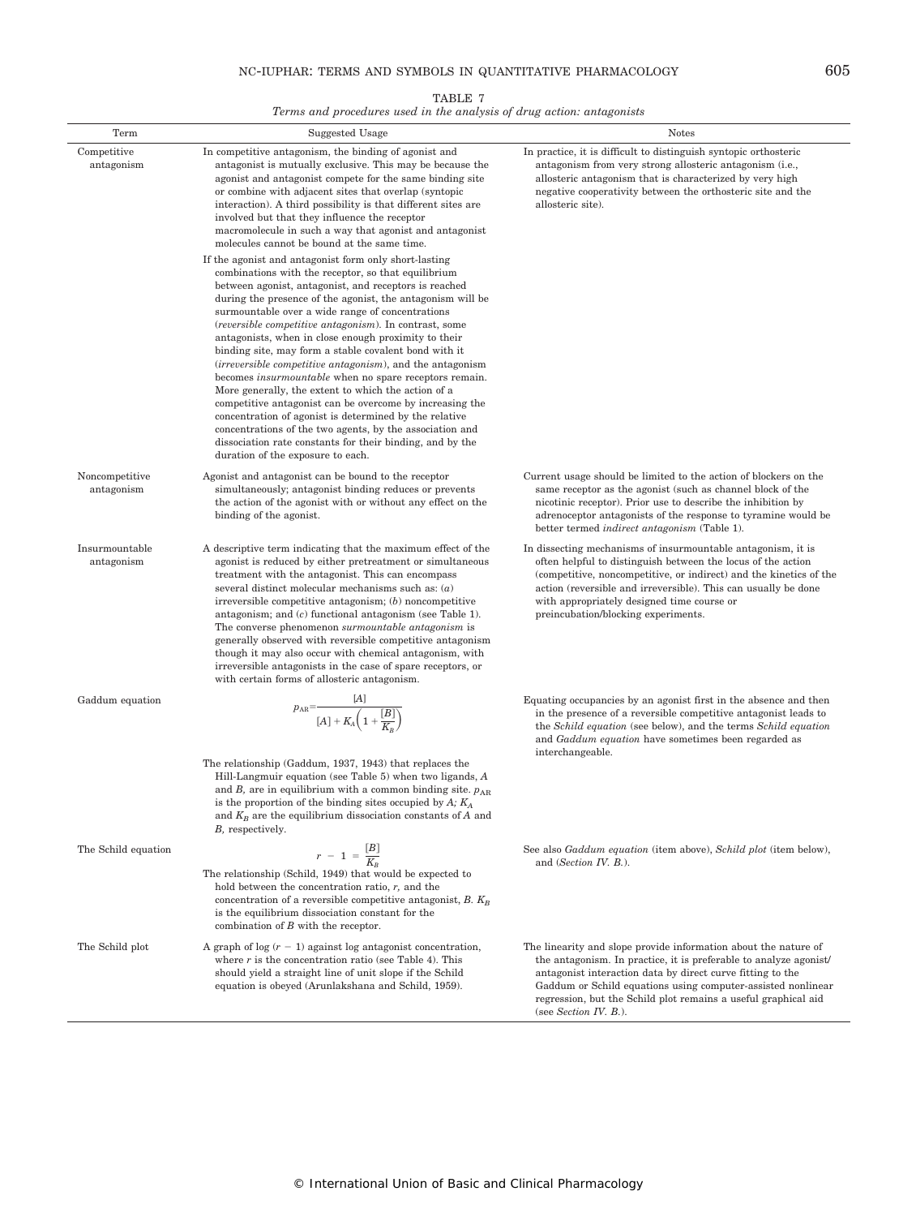TABLE 7

*Terms and procedures used in the analysis of drug action: antagonists*

| Term | Suggested Usage | Notes |
| --- | --- | --- |
| Competitive antagonism | In competitive antagonism, the binding of agonist and antagonist is mutually exclusive. This may be because the agonist and antagonist compete for the same binding site or combine with adjacent sites that overlap (syntopic interaction). A third possibility is that different sites are involved but that they influence the receptor macromolecule in such a way that agonist and antagonist molecules cannot be bound at the same time. If the agonist and antagonist form only short-lasting combinations with the receptor, so that equilibrium between agonist, antagonist, and receptors is reached during the presence of the agonist, the antagonism will be surmountable over a wide range of concentrations (*reversible competitive antagonism*). In contrast, some antagonists, when in close enough proximity to their binding site, may form a stable covalent bond with it (*irreversible competitive antagonism*), and the antagonism becomes *insurmountable* when no spare receptors remain. More generally, the extent to which the action of a competitive antagonist can be overcome by increasing the concentration of agonist is determined by the relative concentrations of the two agents, by the association and dissociation rate constants for their binding, and by the duration of the exposure to each. | In practice, it is difficult to distinguish syntopic orthosteric antagonism from very strong allosteric antagonism (i.e., allosteric antagonism that is characterized by very high negative cooperativity between the orthosteric site and the allosteric site). |
| Noncompetitive antagonism | Agonist and antagonist can be bound to the receptor simultaneously; antagonist binding reduces or prevents the action of the agonist with or without any effect on the binding of the agonist. | Current usage should be limited to the action of blockers on the same receptor as the agonist (such as channel block of the nicotinic receptor). Prior use to describe the inhibition by adrenoceptor antagonists of the response to tyramine would be better termed *indirect antagonism* (Table 1). |
| Insurmountable antagonism | A descriptive term indicating that the maximum effect of the agonist is reduced by either pretreatment or simultaneous treatment with the antagonist. This can encompass several distinct molecular mechanisms such as: (*a*) irreversible competitive antagonism; (*b*) noncompetitive antagonism; and (*c*) functional antagonism (see Table 1). The converse phenomenon *surmountable antagonism* is generally observed with reversible competitive antagonism though it may also occur with chemical antagonism, with irreversible antagonists in the case of spare receptors, or with certain forms of allosteric antagonism. | In dissecting mechanisms of insurmountable antagonism, it is often helpful to distinguish between the locus of the action (competitive, noncompetitive, or indirect) and the kinetics of the action (reversible and irreversible). This can usually be done with appropriately designed time course or preincubation/blocking experiments. |
| Gaddum equation | $p_{AR} = \dfrac{[A]}{[A] + K_A\left(1 + \dfrac{[B]}{K_B}\right)}$ The relationship (Gaddum, 1937, 1943) that replaces the Hill-Langmuir equation (see Table 5) when two ligands, *A* and *B*, are in equilibrium with a common binding site. $p_{AR}$ is the proportion of the binding sites occupied by *A*; $K_A$ and $K_B$ are the equilibrium dissociation constants of *A* and *B*, respectively. | Equating occupancies by an agonist first in the absence and then in the presence of a reversible competitive antagonist leads to the *Schild equation* (see below), and the terms *Schild equation* and *Gaddum equation* have sometimes been regarded as interchangeable. |
| The Schild equation | $r - 1 = \dfrac{[B]}{K_B}$ The relationship (Schild, 1949) that would be expected to hold between the concentration ratio, *r*, and the concentration of a reversible competitive antagonist, *B*. $K_B$ is the equilibrium dissociation constant for the combination of *B* with the receptor. | See also *Gaddum equation* (item above), *Schild plot* (item below), and (*Section IV. B.*). |
| The Schild plot | A graph of log $(r - 1)$ against log antagonist concentration, where *r* is the concentration ratio (see Table 4). This should yield a straight line of unit slope if the Schild equation is obeyed (Arunlakshana and Schild, 1959). | The linearity and slope provide information about the nature of the antagonism. In practice, it is preferable to analyze agonist/antagonist interaction data by direct curve fitting to the Gaddum or Schild equations using computer-assisted nonlinear regression, but the Schild plot remains a useful graphical aid (see *Section IV. B.*). |

© International Union of Basic and Clinical Pharmacology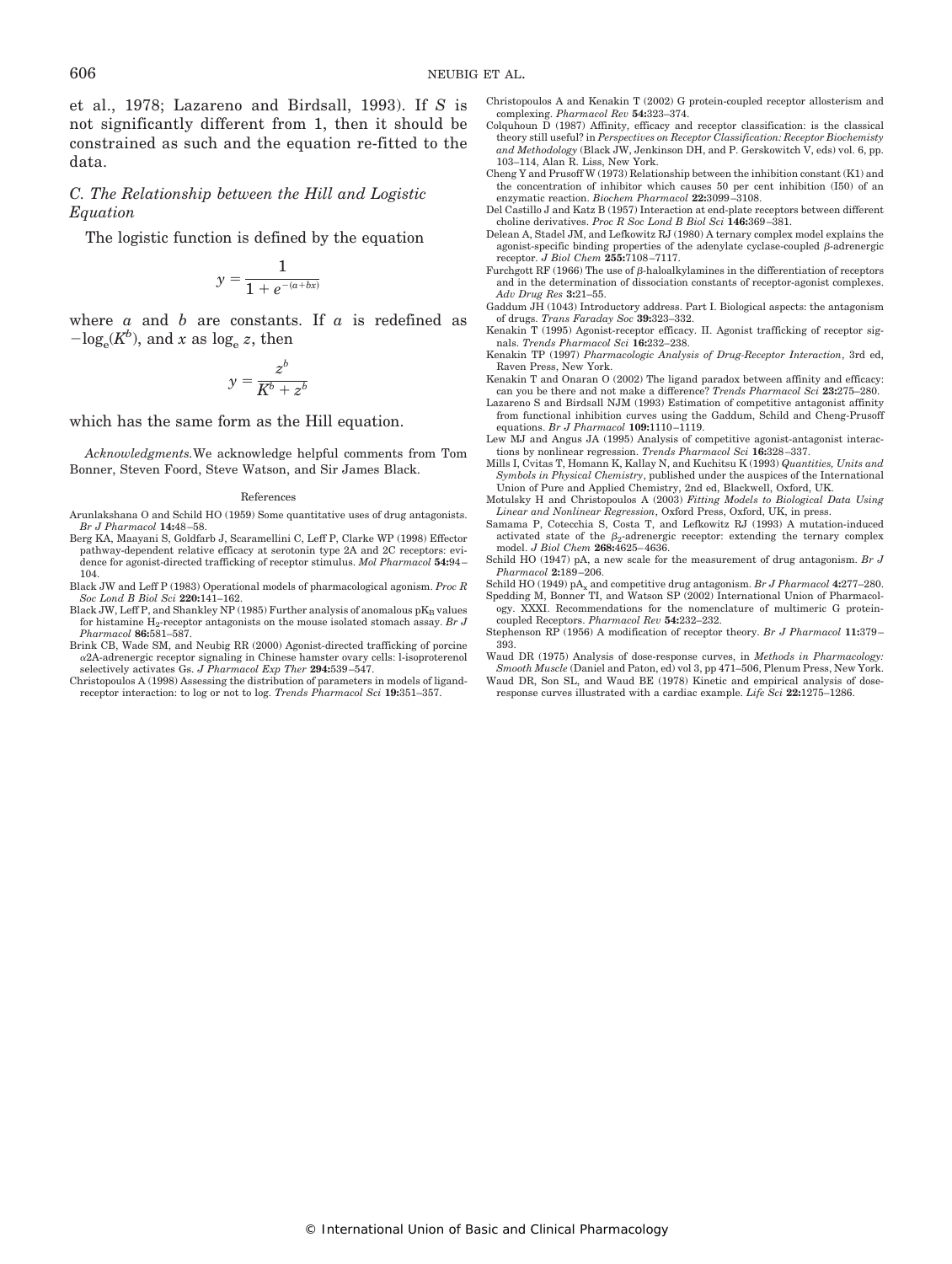et al., 1978; Lazareno and Birdsall, 1993). If $S$ is not significantly different from 1, then it should be constrained as such and the equation re-fitted to the data.

### C. The Relationship between the Hill and Logistic Equation

The logistic function is defined by the equation

$$y = \frac{1}{1 + e^{-(a+bx)}}$$

where $a$ and $b$ are constants. If $a$ is redefined as $-\log_e(K^b)$, and $x$ as $\log_e z$, then

$$y = \frac{z^b}{K^b + z^b}$$

which has the same form as the Hill equation.

*Acknowledgments.* We acknowledge helpful comments from Tom Bonner, Steven Foord, Steve Watson, and Sir James Black.

## References

Arunlakshana O and Schild HO (1959) Some quantitative uses of drug antagonists. *Br J Pharmacol* **14:**48–58.

Berg KA, Maayani S, Goldfarb J, Scaramellini C, Leff P, Clarke WP (1998) Effector pathway-dependent relative efficacy at serotonin type 2A and 2C receptors: evidence for agonist-directed trafficking of receptor stimulus. *Mol Pharmacol* **54:**94–104.

Black JW and Leff P (1983) Operational models of pharmacological agonism. *Proc R Soc Lond B Biol Sci* **220:**141–162.

Black JW, Leff P, and Shankley NP (1985) Further analysis of anomalous $pK_B$ values for histamine $H_2$-receptor antagonists on the mouse isolated stomach assay. *Br J Pharmacol* **86:**581–587.

Brink CB, Wade SM, and Neubig RR (2000) Agonist-directed trafficking of porcine $\alpha$2A-adrenergic receptor signaling in Chinese hamster ovary cells: l-isoproterenol selectively activates Gs. *J Pharmacol Exp Ther* **294:**539–547.

Christopoulos A (1998) Assessing the distribution of parameters in models of ligand-receptor interaction: to log or not to log. *Trends Pharmacol Sci* **19:**351–357.

Christopoulos A and Kenakin T (2002) G protein-coupled receptor allosterism and complexing. *Pharmacol Rev* **54:**323–374.

Colquhoun D (1987) Affinity, efficacy and receptor classification: is the classical theory still useful? in *Perspectives on Receptor Classification: Receptor Biochemistry and Methodology* (Black JW, Jenkinson DH, and P. Gerskowitch V, eds) vol. 6, pp. 103–114, Alan R. Liss, New York.

Cheng Y and Prusoff W (1973) Relationship between the inhibition constant (K1) and the concentration of inhibitor which causes 50 per cent inhibition (I50) of an enzymatic reaction. *Biochem Pharmacol* **22:**3099–3108.

Del Castillo J and Katz B (1957) Interaction at end-plate receptors between different choline derivatives. *Proc R Soc Lond B Biol Sci* **146:**369–381.

Delean A, Stadel JM, and Lefkowitz RJ (1980) A ternary complex model explains the agonist-specific binding properties of the adenylate cyclase-coupled $\beta$-adrenergic receptor. *J Biol Chem* **255:**7108–7117.

Furchgott RF (1966) The use of $\beta$-haloalkylamines in the differentiation of receptors and in the determination of dissociation constants of receptor-agonist complexes. *Adv Drug Res* **3:**21–55.

Gaddum JH (1043) Introductory address. Part I. Biological aspects: the antagonism of drugs. *Trans Faraday Soc* **39:**323–332.

Kenakin T (1995) Agonist-receptor efficacy. II. Agonist trafficking of receptor signals. *Trends Pharmacol Sci* **16:**232–238.

Kenakin TP (1997) *Pharmacologic Analysis of Drug-Receptor Interaction*, 3rd ed, Raven Press, New York.

Kenakin T and Onaran O (2002) The ligand paradox between affinity and efficacy: can you be there and not make a difference? *Trends Pharmacol Sci* **23:**275–280.

Lazareno S and Birdsall NJM (1993) Estimation of competitive antagonist affinity from functional inhibition curves using the Gaddum, Schild and Cheng-Prusoff equations. *Br J Pharmacol* **109:**1110–1119.

Lew MJ and Angus JA (1995) Analysis of competitive agonist-antagonist interactions by nonlinear regression. *Trends Pharmacol Sci* **16:**328–337.

Mills I, Cvitas T, Homann K, Kallay N, and Kuchitsu K (1993) *Quantities, Units and Symbols in Physical Chemistry*, published under the auspices of the International Union of Pure and Applied Chemistry, 2nd ed, Blackwell, Oxford, UK.

Motulsky H and Christopoulos A (2003) *Fitting Models to Biological Data Using Linear and Nonlinear Regression*, Oxford Press, Oxford, UK, in press.

Samama P, Cotecchia S, Costa T, and Lefkowitz RJ (1993) A mutation-induced activated state of the $\beta_2$-adrenergic receptor: extending the ternary complex model. *J Biol Chem* **268:**4625–4636.

Schild HO (1947) pA, a new scale for the measurement of drug antagonism. *Br J Pharmacol* **2:**189–206.

Schild HO (1949) $pA_x$ and competitive drug antagonism. *Br J Pharmacol* **4:**277–280.

Spedding M, Bonner TI, and Watson SP (2002) International Union of Pharmacology. XXXI. Recommendations for the nomenclature of multimeric G protein-coupled Receptors. *Pharmacol Rev* **54:**232–232.

Stephenson RP (1956) A modification of receptor theory. *Br J Pharmacol* **11:**379–393.

Waud DR (1975) Analysis of dose-response curves, in *Methods in Pharmacology: Smooth Muscle* (Daniel and Paton, ed) vol 3, pp 471–506, Plenum Press, New York.

Waud DR, Son SL, and Waud BE (1978) Kinetic and empirical analysis of dose-response curves illustrated with a cardiac example. *Life Sci* **22:**1275–1286.